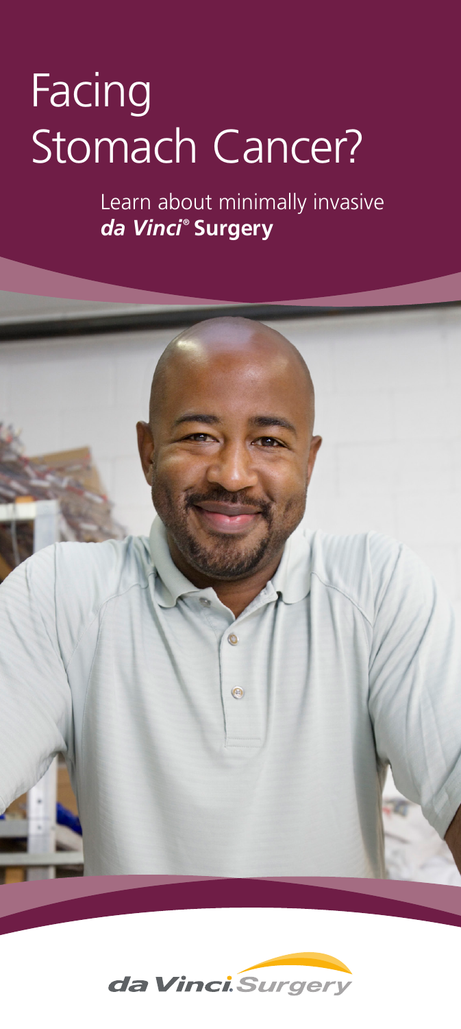# Facing Stomach Cancer?

Learn about minimally invasive ***da Vinci*® Surgery**

da Vinci. Surgery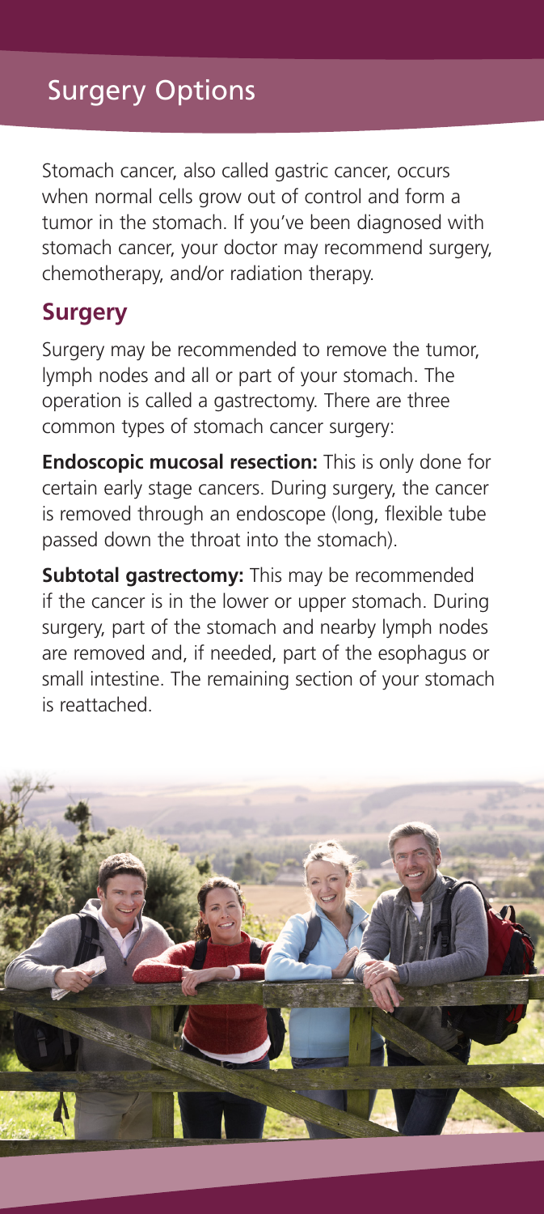# Surgery Options

Stomach cancer, also called gastric cancer, occurs when normal cells grow out of control and form a tumor in the stomach. If you've been diagnosed with stomach cancer, your doctor may recommend surgery, chemotherapy, and/or radiation therapy.

## Surgery

Surgery may be recommended to remove the tumor, lymph nodes and all or part of your stomach. The operation is called a gastrectomy. There are three common types of stomach cancer surgery:

**Endoscopic mucosal resection:** This is only done for certain early stage cancers. During surgery, the cancer is removed through an endoscope (long, flexible tube passed down the throat into the stomach).

**Subtotal gastrectomy:** This may be recommended if the cancer is in the lower or upper stomach. During surgery, part of the stomach and nearby lymph nodes are removed and, if needed, part of the esophagus or small intestine. The remaining section of your stomach is reattached.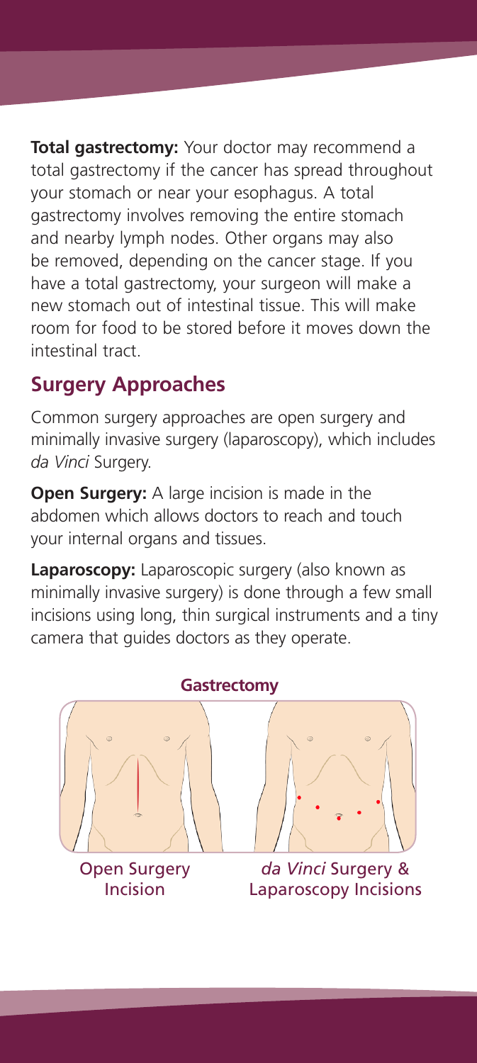**Total gastrectomy:** Your doctor may recommend a total gastrectomy if the cancer has spread throughout your stomach or near your esophagus. A total gastrectomy involves removing the entire stomach and nearby lymph nodes. Other organs may also be removed, depending on the cancer stage. If you have a total gastrectomy, your surgeon will make a new stomach out of intestinal tissue. This will make room for food to be stored before it moves down the intestinal tract.

## Surgery Approaches

Common surgery approaches are open surgery and minimally invasive surgery (laparoscopy), which includes *da Vinci* Surgery.

**Open Surgery:** A large incision is made in the abdomen which allows doctors to reach and touch your internal organs and tissues.

**Laparoscopy:** Laparoscopic surgery (also known as minimally invasive surgery) is done through a few small incisions using long, thin surgical instruments and a tiny camera that guides doctors as they operate.

**Gastrectomy**

Open Surgery Incision

*da Vinci* Surgery & Laparoscopy Incisions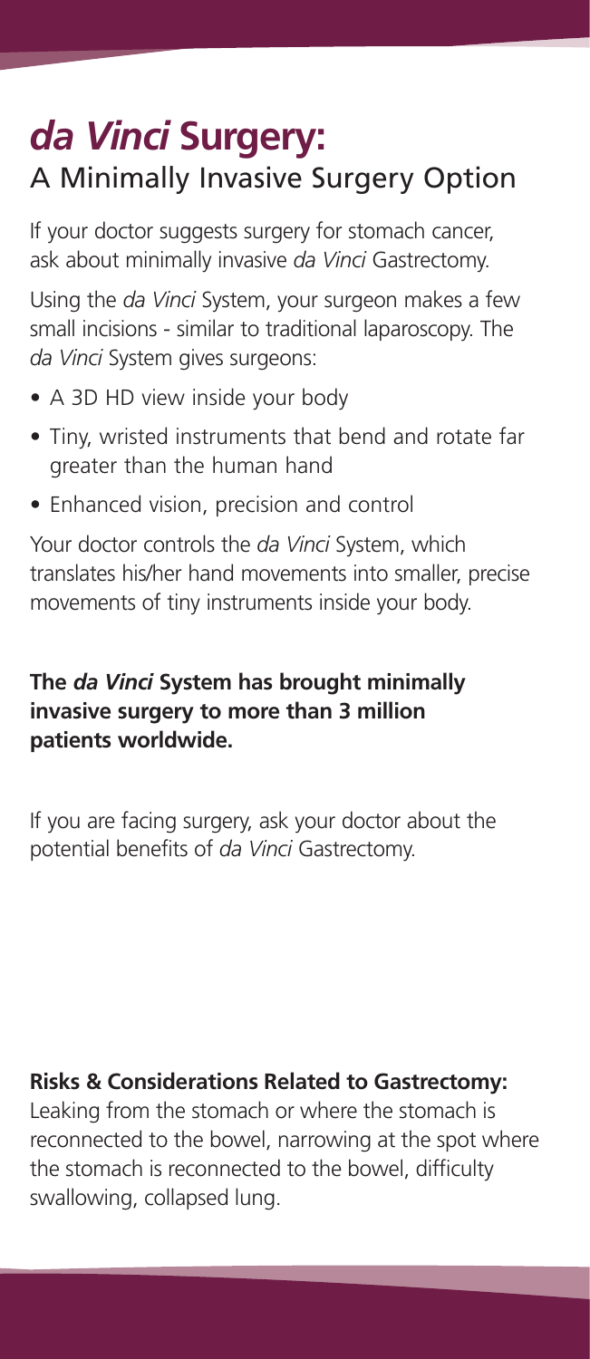# *da Vinci* Surgery:
## A Minimally Invasive Surgery Option

If your doctor suggests surgery for stomach cancer, ask about minimally invasive *da Vinci* Gastrectomy.

Using the *da Vinci* System, your surgeon makes a few small incisions - similar to traditional laparoscopy. The *da Vinci* System gives surgeons:

- A 3D HD view inside your body
- Tiny, wristed instruments that bend and rotate far greater than the human hand
- Enhanced vision, precision and control

Your doctor controls the *da Vinci* System, which translates his/her hand movements into smaller, precise movements of tiny instruments inside your body.

**The *da Vinci* System has brought minimally invasive surgery to more than 3 million patients worldwide.**

If you are facing surgery, ask your doctor about the potential benefits of *da Vinci* Gastrectomy.

**Risks & Considerations Related to Gastrectomy:**
Leaking from the stomach or where the stomach is reconnected to the bowel, narrowing at the spot where the stomach is reconnected to the bowel, difficulty swallowing, collapsed lung.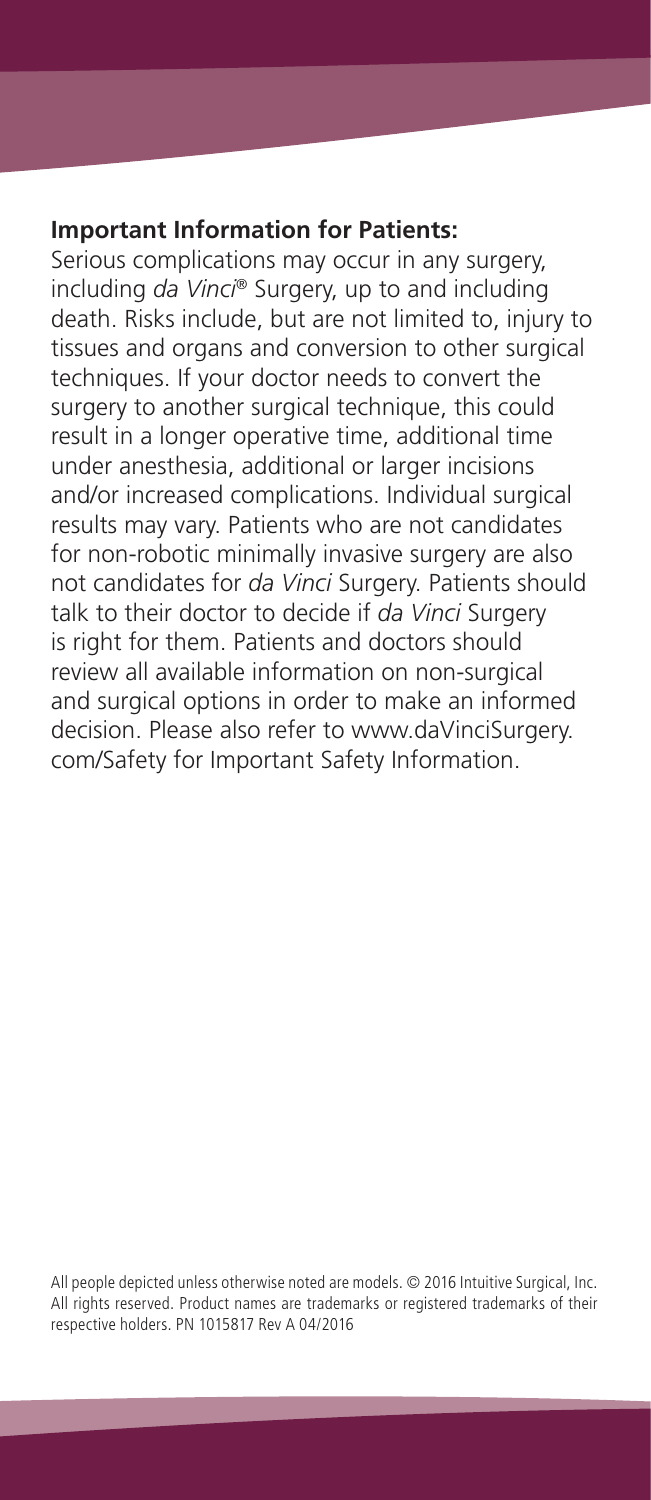**Important Information for Patients:**

Serious complications may occur in any surgery, including *da Vinci*® Surgery, up to and including death. Risks include, but are not limited to, injury to tissues and organs and conversion to other surgical techniques. If your doctor needs to convert the surgery to another surgical technique, this could result in a longer operative time, additional time under anesthesia, additional or larger incisions and/or increased complications. Individual surgical results may vary. Patients who are not candidates for non-robotic minimally invasive surgery are also not candidates for *da Vinci* Surgery. Patients should talk to their doctor to decide if *da Vinci* Surgery is right for them. Patients and doctors should review all available information on non-surgical and surgical options in order to make an informed decision. Please also refer to www.daVinciSurgery.com/Safety for Important Safety Information.

All people depicted unless otherwise noted are models. © 2016 Intuitive Surgical, Inc. All rights reserved. Product names are trademarks or registered trademarks of their respective holders. PN 1015817 Rev A 04/2016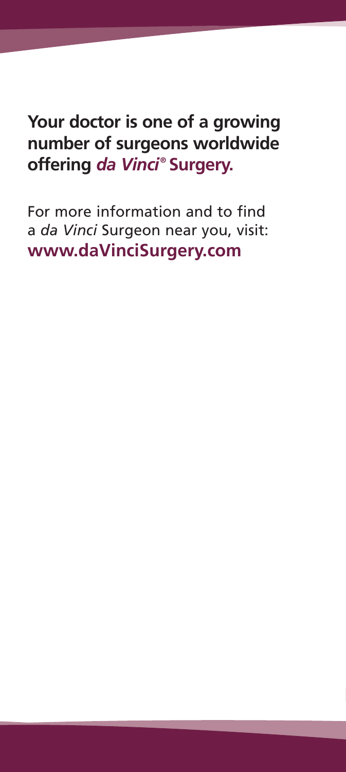**Your doctor is one of a growing number of surgeons worldwide offering *da Vinci®* Surgery.**

For more information and to find a *da Vinci* Surgeon near you, visit:
**www.daVinciSurgery.com**